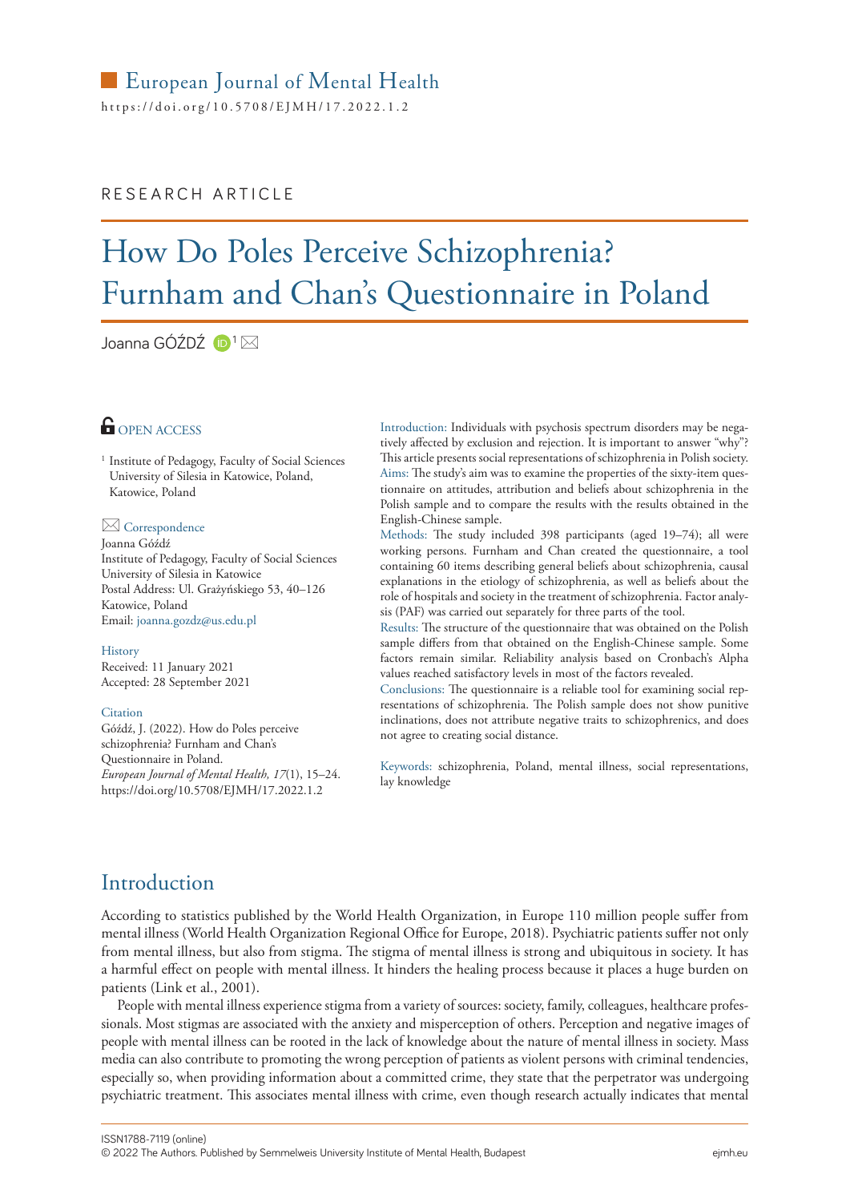European Journal of Mental Health

https://doi.org/10.5708/EJMH/17.2022.1.2

RESEARCH ARTICLE

# How Do Poles Perceive Schizophrenia? Furnham and Chan's Questionnaire in Poland

Joanna GÓŹDŹ [1]

OPEN ACCESS

[1] Institute of Pedagogy, Faculty of Social Sciences University of Silesia in Katowice, Poland, Katowice, Poland

**Correspondence**

Joanna Góźdź
Institute of Pedagogy, Faculty of Social Sciences
University of Silesia in Katowice
Postal Address: Ul. Grażyńskiego 53, 40–126
Katowice, Poland
Email: joanna.gozdz@us.edu.pl

**History**

Received: 11 January 2021
Accepted: 28 September 2021

**Citation**

Góźdź, J. (2022). How do Poles perceive schizophrenia? Furnham and Chan's Questionnaire in Poland. *European Journal of Mental Health, 17*(1), 15–24. https://doi.org/10.5708/EJMH/17.2022.1.2

Introduction: Individuals with psychosis spectrum disorders may be negatively affected by exclusion and rejection. It is important to answer "why"? This article presents social representations of schizophrenia in Polish society.
Aims: The study's aim was to examine the properties of the sixty-item questionnaire on attitudes, attribution and beliefs about schizophrenia in the Polish sample and to compare the results with the results obtained in the English-Chinese sample.
Methods: The study included 398 participants (aged 19–74); all were working persons. Furnham and Chan created the questionnaire, a tool containing 60 items describing general beliefs about schizophrenia, causal explanations in the etiology of schizophrenia, as well as beliefs about the role of hospitals and society in the treatment of schizophrenia. Factor analysis (PAF) was carried out separately for three parts of the tool.
Results: The structure of the questionnaire that was obtained on the Polish sample differs from that obtained on the English-Chinese sample. Some factors remain similar. Reliability analysis based on Cronbach's Alpha values reached satisfactory levels in most of the factors revealed.
Conclusions: The questionnaire is a reliable tool for examining social representations of schizophrenia. The Polish sample does not show punitive inclinations, does not attribute negative traits to schizophrenics, and does not agree to creating social distance.

Keywords: schizophrenia, Poland, mental illness, social representations, lay knowledge

## Introduction

According to statistics published by the World Health Organization, in Europe 110 million people suffer from mental illness (World Health Organization Regional Office for Europe, 2018). Psychiatric patients suffer not only from mental illness, but also from stigma. The stigma of mental illness is strong and ubiquitous in society. It has a harmful effect on people with mental illness. It hinders the healing process because it places a huge burden on patients (Link et al., 2001).

People with mental illness experience stigma from a variety of sources: society, family, colleagues, healthcare professionals. Most stigmas are associated with the anxiety and misperception of others. Perception and negative images of people with mental illness can be rooted in the lack of knowledge about the nature of mental illness in society. Mass media can also contribute to promoting the wrong perception of patients as violent persons with criminal tendencies, especially so, when providing information about a committed crime, they state that the perpetrator was undergoing psychiatric treatment. This associates mental illness with crime, even though research actually indicates that mental

ISSN1788-7119 (online)
© 2022 The Authors. Published by Semmelweis University Institute of Mental Health, Budapest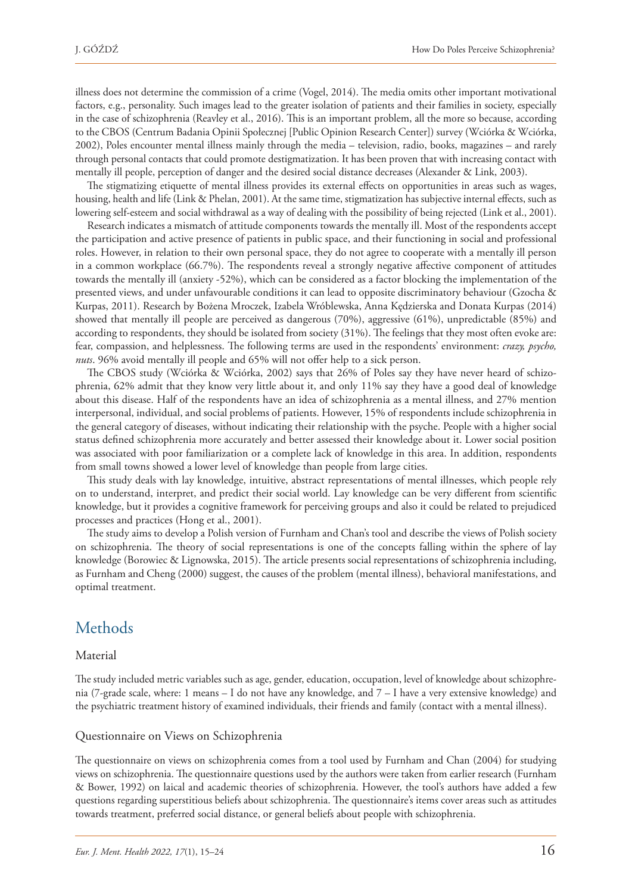illness does not determine the commission of a crime (Vogel, 2014). The media omits other important motivational factors, e.g., personality. Such images lead to the greater isolation of patients and their families in society, especially in the case of schizophrenia (Reavley et al., 2016). This is an important problem, all the more so because, according to the CBOS (Centrum Badania Opinii Społecznej [Public Opinion Research Center]) survey (Wciórka & Wciórka, 2002), Poles encounter mental illness mainly through the media – television, radio, books, magazines – and rarely through personal contacts that could promote destigmatization. It has been proven that with increasing contact with mentally ill people, perception of danger and the desired social distance decreases (Alexander & Link, 2003).

The stigmatizing etiquette of mental illness provides its external effects on opportunities in areas such as wages, housing, health and life (Link & Phelan, 2001). At the same time, stigmatization has subjective internal effects, such as lowering self-esteem and social withdrawal as a way of dealing with the possibility of being rejected (Link et al., 2001).

Research indicates a mismatch of attitude components towards the mentally ill. Most of the respondents accept the participation and active presence of patients in public space, and their functioning in social and professional roles. However, in relation to their own personal space, they do not agree to cooperate with a mentally ill person in a common workplace (66.7%). The respondents reveal a strongly negative affective component of attitudes towards the mentally ill (anxiety -52%), which can be considered as a factor blocking the implementation of the presented views, and under unfavourable conditions it can lead to opposite discriminatory behaviour (Gzocha & Kurpas, 2011). Research by Bożena Mroczek, Izabela Wróblewska, Anna Kędzierska and Donata Kurpas (2014) showed that mentally ill people are perceived as dangerous (70%), aggressive (61%), unpredictable (85%) and according to respondents, they should be isolated from society (31%). The feelings that they most often evoke are: fear, compassion, and helplessness. The following terms are used in the respondents' environment: *crazy, psycho, nuts*. 96% avoid mentally ill people and 65% will not offer help to a sick person.

The CBOS study (Wciórka & Wciórka, 2002) says that 26% of Poles say they have never heard of schizophrenia, 62% admit that they know very little about it, and only 11% say they have a good deal of knowledge about this disease. Half of the respondents have an idea of schizophrenia as a mental illness, and 27% mention interpersonal, individual, and social problems of patients. However, 15% of respondents include schizophrenia in the general category of diseases, without indicating their relationship with the psyche. People with a higher social status defined schizophrenia more accurately and better assessed their knowledge about it. Lower social position was associated with poor familiarization or a complete lack of knowledge in this area. In addition, respondents from small towns showed a lower level of knowledge than people from large cities.

This study deals with lay knowledge, intuitive, abstract representations of mental illnesses, which people rely on to understand, interpret, and predict their social world. Lay knowledge can be very different from scientific knowledge, but it provides a cognitive framework for perceiving groups and also it could be related to prejudiced processes and practices (Hong et al., 2001).

The study aims to develop a Polish version of Furnham and Chan's tool and describe the views of Polish society on schizophrenia. The theory of social representations is one of the concepts falling within the sphere of lay knowledge (Borowiec & Lignowska, 2015). The article presents social representations of schizophrenia including, as Furnham and Cheng (2000) suggest, the causes of the problem (mental illness), behavioral manifestations, and optimal treatment.

## Methods

### Material

The study included metric variables such as age, gender, education, occupation, level of knowledge about schizophrenia (7-grade scale, where: 1 means – I do not have any knowledge, and 7 – I have a very extensive knowledge) and the psychiatric treatment history of examined individuals, their friends and family (contact with a mental illness).

### Questionnaire on Views on Schizophrenia

The questionnaire on views on schizophrenia comes from a tool used by Furnham and Chan (2004) for studying views on schizophrenia. The questionnaire questions used by the authors were taken from earlier research (Furnham & Bower, 1992) on laical and academic theories of schizophrenia. However, the tool's authors have added a few questions regarding superstitious beliefs about schizophrenia. The questionnaire's items cover areas such as attitudes towards treatment, preferred social distance, or general beliefs about people with schizophrenia.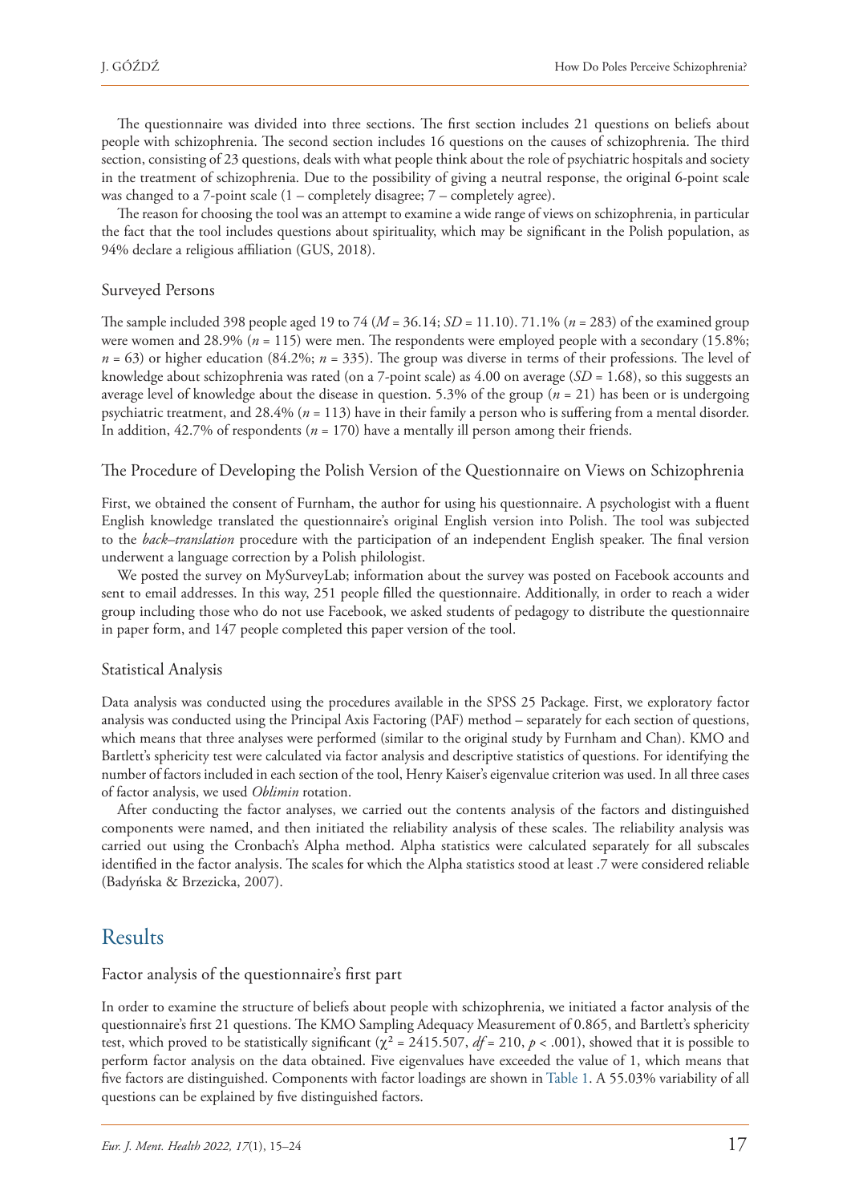The questionnaire was divided into three sections. The first section includes 21 questions on beliefs about people with schizophrenia. The second section includes 16 questions on the causes of schizophrenia. The third section, consisting of 23 questions, deals with what people think about the role of psychiatric hospitals and society in the treatment of schizophrenia. Due to the possibility of giving a neutral response, the original 6-point scale was changed to a 7-point scale (1 – completely disagree; 7 – completely agree).

The reason for choosing the tool was an attempt to examine a wide range of views on schizophrenia, in particular the fact that the tool includes questions about spirituality, which may be significant in the Polish population, as 94% declare a religious affiliation (GUS, 2018).

### Surveyed Persons

The sample included 398 people aged 19 to 74 ($M$ = 36.14; $SD$ = 11.10). 71.1% ($n$ = 283) of the examined group were women and 28.9% ($n$ = 115) were men. The respondents were employed people with a secondary (15.8%; $n$ = 63) or higher education (84.2%; $n$ = 335). The group was diverse in terms of their professions. The level of knowledge about schizophrenia was rated (on a 7-point scale) as 4.00 on average ($SD$ = 1.68), so this suggests an average level of knowledge about the disease in question. 5.3% of the group ($n$ = 21) has been or is undergoing psychiatric treatment, and 28.4% ($n$ = 113) have in their family a person who is suffering from a mental disorder. In addition, 42.7% of respondents ($n$ = 170) have a mentally ill person among their friends.

### The Procedure of Developing the Polish Version of the Questionnaire on Views on Schizophrenia

First, we obtained the consent of Furnham, the author for using his questionnaire. A psychologist with a fluent English knowledge translated the questionnaire's original English version into Polish. The tool was subjected to the *back–translation* procedure with the participation of an independent English speaker. The final version underwent a language correction by a Polish philologist.

We posted the survey on MySurveyLab; information about the survey was posted on Facebook accounts and sent to email addresses. In this way, 251 people filled the questionnaire. Additionally, in order to reach a wider group including those who do not use Facebook, we asked students of pedagogy to distribute the questionnaire in paper form, and 147 people completed this paper version of the tool.

### Statistical Analysis

Data analysis was conducted using the procedures available in the SPSS 25 Package. First, we exploratory factor analysis was conducted using the Principal Axis Factoring (PAF) method – separately for each section of questions, which means that three analyses were performed (similar to the original study by Furnham and Chan). KMO and Bartlett's sphericity test were calculated via factor analysis and descriptive statistics of questions. For identifying the number of factors included in each section of the tool, Henry Kaiser's eigenvalue criterion was used. In all three cases of factor analysis, we used *Oblimin* rotation.

After conducting the factor analyses, we carried out the contents analysis of the factors and distinguished components were named, and then initiated the reliability analysis of these scales. The reliability analysis was carried out using the Cronbach's Alpha method. Alpha statistics were calculated separately for all subscales identified in the factor analysis. The scales for which the Alpha statistics stood at least .7 were considered reliable (Badyńska & Brzezicka, 2007).

## Results

### Factor analysis of the questionnaire's first part

In order to examine the structure of beliefs about people with schizophrenia, we initiated a factor analysis of the questionnaire's first 21 questions. The KMO Sampling Adequacy Measurement of 0.865, and Bartlett's sphericity test, which proved to be statistically significant ($\chi^2$ = 2415.507, $df$ = 210, $p$ < .001), showed that it is possible to perform factor analysis on the data obtained. Five eigenvalues have exceeded the value of 1, which means that five factors are distinguished. Components with factor loadings are shown in Table 1. A 55.03% variability of all questions can be explained by five distinguished factors.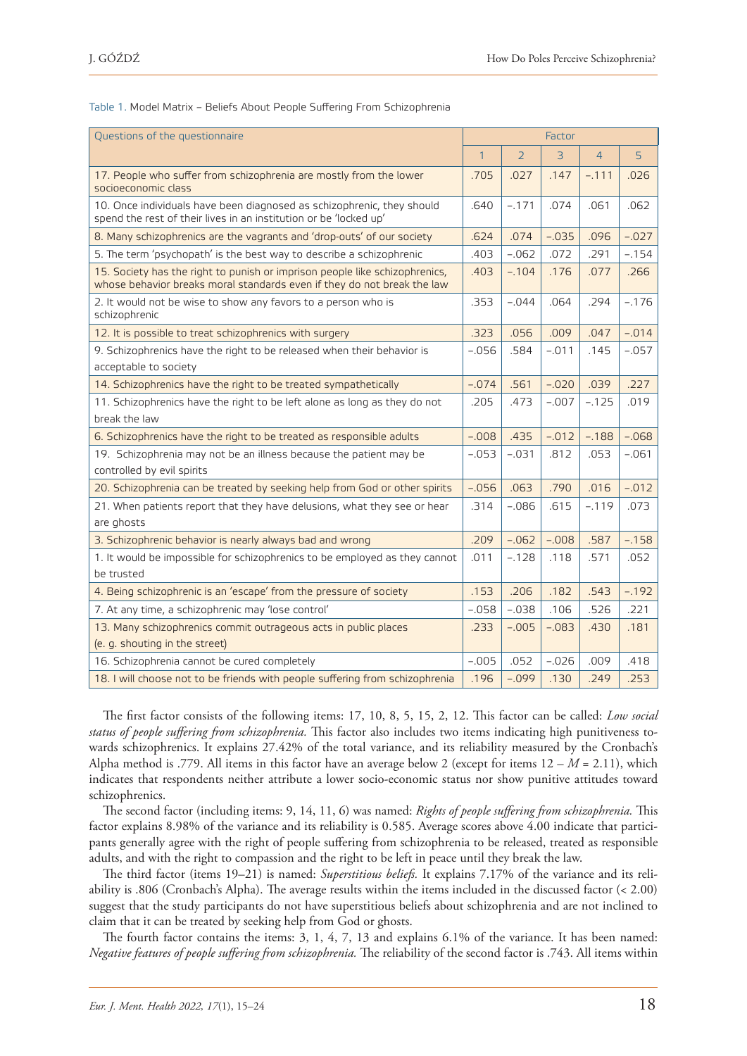Table 1. Model Matrix – Beliefs About People Suffering From Schizophrenia

| Questions of the questionnaire | Factor | | | | |
|---|---|---|---|---|---|
| | 1 | 2 | 3 | 4 | 5 |
| 17. People who suffer from schizophrenia are mostly from the lower socioeconomic class | .705 | .027 | .147 | −.111 | .026 |
| 10. Once individuals have been diagnosed as schizophrenic, they should spend the rest of their lives in an institution or be 'locked up' | .640 | −.171 | .074 | .061 | .062 |
| 8. Many schizophrenics are the vagrants and 'drop-outs' of our society | .624 | .074 | −.035 | .096 | −.027 |
| 5. The term 'psychopath' is the best way to describe a schizophrenic | .403 | −.062 | .072 | .291 | −.154 |
| 15. Society has the right to punish or imprison people like schizophrenics, whose behavior breaks moral standards even if they do not break the law | .403 | −.104 | .176 | .077 | .266 |
| 2. It would not be wise to show any favors to a person who is schizophrenic | .353 | −.044 | .064 | .294 | −.176 |
| 12. It is possible to treat schizophrenics with surgery | .323 | .056 | .009 | .047 | −.014 |
| 9. Schizophrenics have the right to be released when their behavior is acceptable to society | −.056 | .584 | −.011 | .145 | −.057 |
| 14. Schizophrenics have the right to be treated sympathetically | −.074 | .561 | −.020 | .039 | .227 |
| 11. Schizophrenics have the right to be left alone as long as they do not break the law | .205 | .473 | −.007 | −.125 | .019 |
| 6. Schizophrenics have the right to be treated as responsible adults | −.008 | .435 | −.012 | −.188 | −.068 |
| 19. Schizophrenia may not be an illness because the patient may be controlled by evil spirits | −.053 | −.031 | .812 | .053 | −.061 |
| 20. Schizophrenia can be treated by seeking help from God or other spirits | −.056 | .063 | .790 | .016 | −.012 |
| 21. When patients report that they have delusions, what they see or hear are ghosts | .314 | −.086 | .615 | −.119 | .073 |
| 3. Schizophrenic behavior is nearly always bad and wrong | .209 | −.062 | −.008 | .587 | −.158 |
| 1. It would be impossible for schizophrenics to be employed as they cannot be trusted | .011 | −.128 | .118 | .571 | .052 |
| 4. Being schizophrenic is an 'escape' from the pressure of society | .153 | .206 | .182 | .543 | −.192 |
| 7. At any time, a schizophrenic may 'lose control' | −.058 | −.038 | .106 | .526 | .221 |
| 13. Many schizophrenics commit outrageous acts in public places (e. g. shouting in the street) | .233 | −.005 | −.083 | .430 | .181 |
| 16. Schizophrenia cannot be cured completely | −.005 | .052 | −.026 | .009 | .418 |
| 18. I will choose not to be friends with people suffering from schizophrenia | .196 | −.099 | .130 | .249 | .253 |

The first factor consists of the following items: 17, 10, 8, 5, 15, 2, 12. This factor can be called: *Low social status of people suffering from schizophrenia.* This factor also includes two items indicating high punitiveness towards schizophrenics. It explains 27.42% of the total variance, and its reliability measured by the Cronbach's Alpha method is .779. All items in this factor have an average below 2 (except for items 12 – $M = 2.11$), which indicates that respondents neither attribute a lower socio-economic status nor show punitive attitudes toward schizophrenics.

The second factor (including items: 9, 14, 11, 6) was named: *Rights of people suffering from schizophrenia.* This factor explains 8.98% of the variance and its reliability is 0.585. Average scores above 4.00 indicate that participants generally agree with the right of people suffering from schizophrenia to be released, treated as responsible adults, and with the right to compassion and the right to be left in peace until they break the law.

The third factor (items 19–21) is named: *Superstitious beliefs.* It explains 7.17% of the variance and its reliability is .806 (Cronbach's Alpha). The average results within the items included in the discussed factor (< 2.00) suggest that the study participants do not have superstitious beliefs about schizophrenia and are not inclined to claim that it can be treated by seeking help from God or ghosts.

The fourth factor contains the items: 3, 1, 4, 7, 13 and explains 6.1% of the variance. It has been named: *Negative features of people suffering from schizophrenia.* The reliability of the second factor is .743. All items within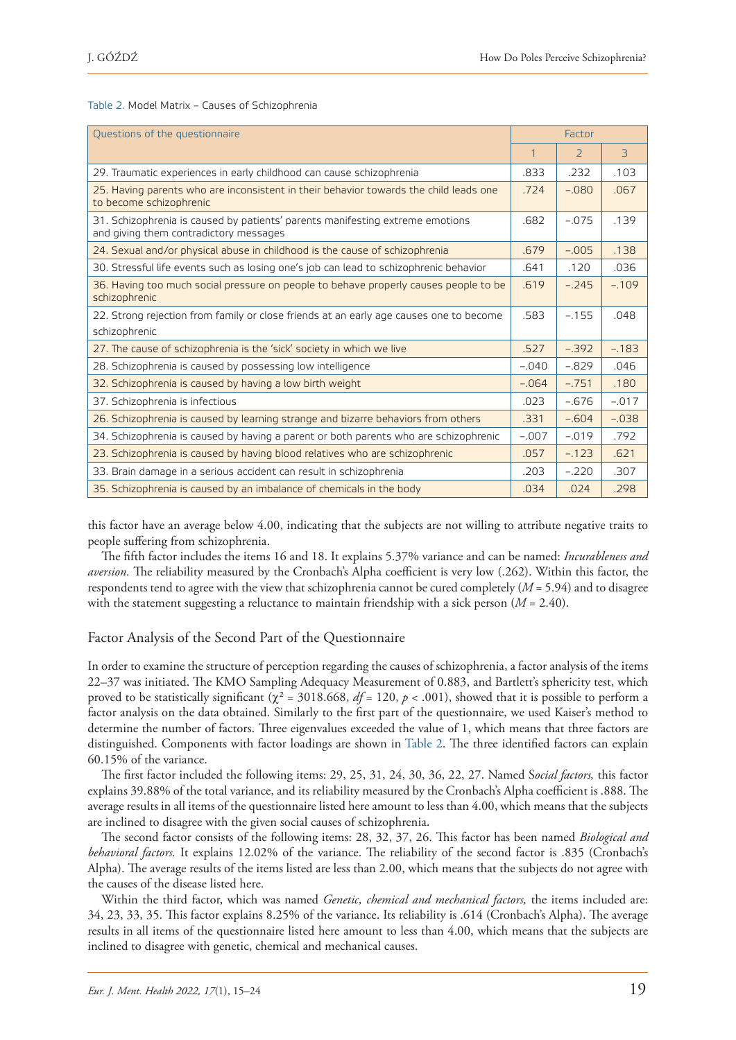Table 2. Model Matrix – Causes of Schizophrenia

| Questions of the questionnaire | Factor | | |
|---|---|---|---|
| | 1 | 2 | 3 |
| 29. Traumatic experiences in early childhood can cause schizophrenia | .833 | .232 | .103 |
| 25. Having parents who are inconsistent in their behavior towards the child leads one to become schizophrenic | .724 | −.080 | .067 |
| 31. Schizophrenia is caused by patients' parents manifesting extreme emotions and giving them contradictory messages | .682 | −.075 | .139 |
| 24. Sexual and/or physical abuse in childhood is the cause of schizophrenia | .679 | −.005 | .138 |
| 30. Stressful life events such as losing one's job can lead to schizophrenic behavior | .641 | .120 | .036 |
| 36. Having too much social pressure on people to behave properly causes people to be schizophrenic | .619 | −.245 | −.109 |
| 22. Strong rejection from family or close friends at an early age causes one to become schizophrenic | .583 | −.155 | .048 |
| 27. The cause of schizophrenia is the 'sick' society in which we live | .527 | −.392 | −.183 |
| 28. Schizophrenia is caused by possessing low intelligence | −.040 | −.829 | .046 |
| 32. Schizophrenia is caused by having a low birth weight | −.064 | −.751 | .180 |
| 37. Schizophrenia is infectious | .023 | −.676 | −.017 |
| 26. Schizophrenia is caused by learning strange and bizarre behaviors from others | .331 | −.604 | −.038 |
| 34. Schizophrenia is caused by having a parent or both parents who are schizophrenic | −.007 | −.019 | .792 |
| 23. Schizophrenia is caused by having blood relatives who are schizophrenic | .057 | −.123 | .621 |
| 33. Brain damage in a serious accident can result in schizophrenia | .203 | −.220 | .307 |
| 35. Schizophrenia is caused by an imbalance of chemicals in the body | .034 | .024 | .298 |

this factor have an average below 4.00, indicating that the subjects are not willing to attribute negative traits to people suffering from schizophrenia.

The fifth factor includes the items 16 and 18. It explains 5.37% variance and can be named: *Incurableness and aversion.* The reliability measured by the Cronbach's Alpha coefficient is very low (.262). Within this factor, the respondents tend to agree with the view that schizophrenia cannot be cured completely ($M$ = 5.94) and to disagree with the statement suggesting a reluctance to maintain friendship with a sick person ($M$ = 2.40).

## Factor Analysis of the Second Part of the Questionnaire

In order to examine the structure of perception regarding the causes of schizophrenia, a factor analysis of the items 22–37 was initiated. The KMO Sampling Adequacy Measurement of 0.883, and Bartlett's sphericity test, which proved to be statistically significant ($\chi^2$ = 3018.668, $df$ = 120, $p$ < .001), showed that it is possible to perform a factor analysis on the data obtained. Similarly to the first part of the questionnaire, we used Kaiser's method to determine the number of factors. Three eigenvalues exceeded the value of 1, which means that three factors are distinguished. Components with factor loadings are shown in Table 2. The three identified factors can explain 60.15% of the variance.

The first factor included the following items: 29, 25, 31, 24, 30, 36, 22, 27. Named S*ocial factors,* this factor explains 39.88% of the total variance, and its reliability measured by the Cronbach's Alpha coefficient is .888. The average results in all items of the questionnaire listed here amount to less than 4.00, which means that the subjects are inclined to disagree with the given social causes of schizophrenia.

The second factor consists of the following items: 28, 32, 37, 26. This factor has been named *Biological and behavioral factors.* It explains 12.02% of the variance. The reliability of the second factor is .835 (Cronbach's Alpha). The average results of the items listed are less than 2.00, which means that the subjects do not agree with the causes of the disease listed here.

Within the third factor, which was named *Genetic, chemical and mechanical factors,* the items included are: 34, 23, 33, 35. This factor explains 8.25% of the variance. Its reliability is .614 (Cronbach's Alpha). The average results in all items of the questionnaire listed here amount to less than 4.00, which means that the subjects are inclined to disagree with genetic, chemical and mechanical causes.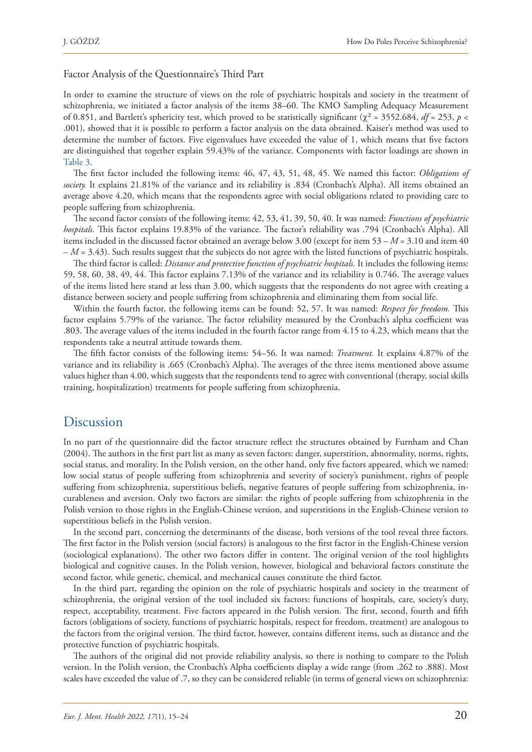### Factor Analysis of the Questionnaire's Third Part

In order to examine the structure of views on the role of psychiatric hospitals and society in the treatment of schizophrenia, we initiated a factor analysis of the items 38–60. The KMO Sampling Adequacy Measurement of 0.851, and Bartlett's sphericity test, which proved to be statistically significant ($\chi^2 = 3552.684$, $df = 253$, $p < .001$), showed that it is possible to perform a factor analysis on the data obtained. Kaiser's method was used to determine the number of factors. Five eigenvalues have exceeded the value of 1, which means that five factors are distinguished that together explain 59.43% of the variance. Components with factor loadings are shown in Table 3.

The first factor included the following items: 46, 47, 43, 51, 48, 45. We named this factor: *Obligations of society.* It explains 21.81% of the variance and its reliability is .834 (Cronbach's Alpha). All items obtained an average above 4.20, which means that the respondents agree with social obligations related to providing care to people suffering from schizophrenia.

The second factor consists of the following items: 42, 53, 41, 39, 50, 40. It was named: *Functions of psychiatric hospitals.* This factor explains 19.83% of the variance. The factor's reliability was .794 (Cronbach's Alpha). All items included in the discussed factor obtained an average below 3.00 (except for item 53 – $M = 3.10$ and item 40 – $M = 3.43$). Such results suggest that the subjects do not agree with the listed functions of psychiatric hospitals.

The third factor is called: *Distance and protective function of psychiatric hospitals.* It includes the following items: 59, 58, 60, 38, 49, 44. This factor explains 7.13% of the variance and its reliability is 0.746. The average values of the items listed here stand at less than 3.00, which suggests that the respondents do not agree with creating a distance between society and people suffering from schizophrenia and eliminating them from social life.

Within the fourth factor, the following items can be found: 52, 57. It was named: *Respect for freedom.* This factor explains 5.79% of the variance. The factor reliability measured by the Cronbach's alpha coefficient was .803. The average values of the items included in the fourth factor range from 4.15 to 4.23, which means that the respondents take a neutral attitude towards them.

The fifth factor consists of the following items: 54–56. It was named: *Treatment.* It explains 4.87% of the variance and its reliability is .665 (Cronbach's Alpha). The averages of the three items mentioned above assume values higher than 4.00, which suggests that the respondents tend to agree with conventional (therapy, social skills training, hospitalization) treatments for people suffering from schizophrenia.

## Discussion

In no part of the questionnaire did the factor structure reflect the structures obtained by Furnham and Chan (2004). The authors in the first part list as many as seven factors: danger, superstition, abnormality, norms, rights, social status, and morality. In the Polish version, on the other hand, only five factors appeared, which we named: low social status of people suffering from schizophrenia and severity of society's punishment, rights of people suffering from schizophrenia, superstitious beliefs, negative features of people suffering from schizophrenia, incurableness and aversion. Only two factors are similar: the rights of people suffering from schizophrenia in the Polish version to those rights in the English-Chinese version, and superstitions in the English-Chinese version to superstitious beliefs in the Polish version.

In the second part, concerning the determinants of the disease, both versions of the tool reveal three factors. The first factor in the Polish version (social factors) is analogous to the first factor in the English-Chinese version (sociological explanations). The other two factors differ in content. The original version of the tool highlights biological and cognitive causes. In the Polish version, however, biological and behavioral factors constitute the second factor, while genetic, chemical, and mechanical causes constitute the third factor.

In the third part, regarding the opinion on the role of psychiatric hospitals and society in the treatment of schizophrenia, the original version of the tool included six factors: functions of hospitals, care, society's duty, respect, acceptability, treatment. Five factors appeared in the Polish version. The first, second, fourth and fifth factors (obligations of society, functions of psychiatric hospitals, respect for freedom, treatment) are analogous to the factors from the original version. The third factor, however, contains different items, such as distance and the protective function of psychiatric hospitals.

The authors of the original did not provide reliability analysis, so there is nothing to compare to the Polish version. In the Polish version, the Cronbach's Alpha coefficients display a wide range (from .262 to .888). Most scales have exceeded the value of .7, so they can be considered reliable (in terms of general views on schizophrenia: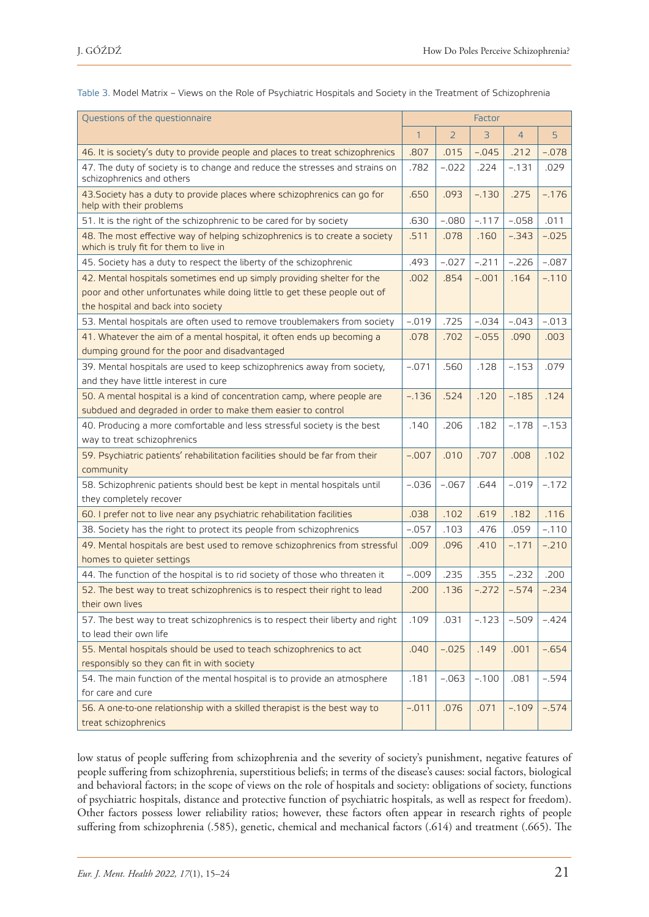Table 3. Model Matrix – Views on the Role of Psychiatric Hospitals and Society in the Treatment of Schizophrenia

| Questions of the questionnaire | Factor | | | | |
|---|---|---|---|---|---|
| | 1 | 2 | 3 | 4 | 5 |
| 46. It is society's duty to provide people and places to treat schizophrenics | .807 | .015 | –.045 | .212 | –.078 |
| 47. The duty of society is to change and reduce the stresses and strains on schizophrenics and others | .782 | –.022 | .224 | –.131 | .029 |
| 43.Society has a duty to provide places where schizophrenics can go for help with their problems | .650 | .093 | –.130 | .275 | –.176 |
| 51. It is the right of the schizophrenic to be cared for by society | .630 | –.080 | –.117 | –.058 | .011 |
| 48. The most effective way of helping schizophrenics is to create a society which is truly fit for them to live in | .511 | .078 | .160 | –.343 | –.025 |
| 45. Society has a duty to respect the liberty of the schizophrenic | .493 | –.027 | –.211 | –.226 | –.087 |
| 42. Mental hospitals sometimes end up simply providing shelter for the poor and other unfortunates while doing little to get these people out of the hospital and back into society | .002 | .854 | –.001 | .164 | –.110 |
| 53. Mental hospitals are often used to remove troublemakers from society | –.019 | .725 | –.034 | –.043 | –.013 |
| 41. Whatever the aim of a mental hospital, it often ends up becoming a dumping ground for the poor and disadvantaged | .078 | .702 | –.055 | .090 | .003 |
| 39. Mental hospitals are used to keep schizophrenics away from society, and they have little interest in cure | –.071 | .560 | .128 | –.153 | .079 |
| 50. A mental hospital is a kind of concentration camp, where people are subdued and degraded in order to make them easier to control | –.136 | .524 | .120 | –.185 | .124 |
| 40. Producing a more comfortable and less stressful society is the best way to treat schizophrenics | .140 | .206 | .182 | –.178 | –.153 |
| 59. Psychiatric patients' rehabilitation facilities should be far from their community | –.007 | .010 | .707 | .008 | .102 |
| 58. Schizophrenic patients should best be kept in mental hospitals until they completely recover | –.036 | –.067 | .644 | –.019 | –.172 |
| 60. I prefer not to live near any psychiatric rehabilitation facilities | .038 | .102 | .619 | .182 | .116 |
| 38. Society has the right to protect its people from schizophrenics | –.057 | .103 | .476 | .059 | –.110 |
| 49. Mental hospitals are best used to remove schizophrenics from stressful homes to quieter settings | .009 | .096 | .410 | –.171 | –.210 |
| 44. The function of the hospital is to rid society of those who threaten it | –.009 | .235 | .355 | –.232 | .200 |
| 52. The best way to treat schizophrenics is to respect their right to lead their own lives | .200 | .136 | –.272 | –.574 | –.234 |
| 57. The best way to treat schizophrenics is to respect their liberty and right to lead their own life | .109 | .031 | –.123 | –.509 | –.424 |
| 55. Mental hospitals should be used to teach schizophrenics to act responsibly so they can fit in with society | .040 | –.025 | .149 | .001 | –.654 |
| 54. The main function of the mental hospital is to provide an atmosphere for care and cure | .181 | –.063 | –.100 | .081 | –.594 |
| 56. A one-to-one relationship with a skilled therapist is the best way to treat schizophrenics | –.011 | .076 | .071 | –.109 | –.574 |

low status of people suffering from schizophrenia and the severity of society's punishment, negative features of people suffering from schizophrenia, superstitious beliefs; in terms of the disease's causes: social factors, biological and behavioral factors; in the scope of views on the role of hospitals and society: obligations of society, functions of psychiatric hospitals, distance and protective function of psychiatric hospitals, as well as respect for freedom). Other factors possess lower reliability ratios; however, these factors often appear in research rights of people suffering from schizophrenia (.585), genetic, chemical and mechanical factors (.614) and treatment (.665). The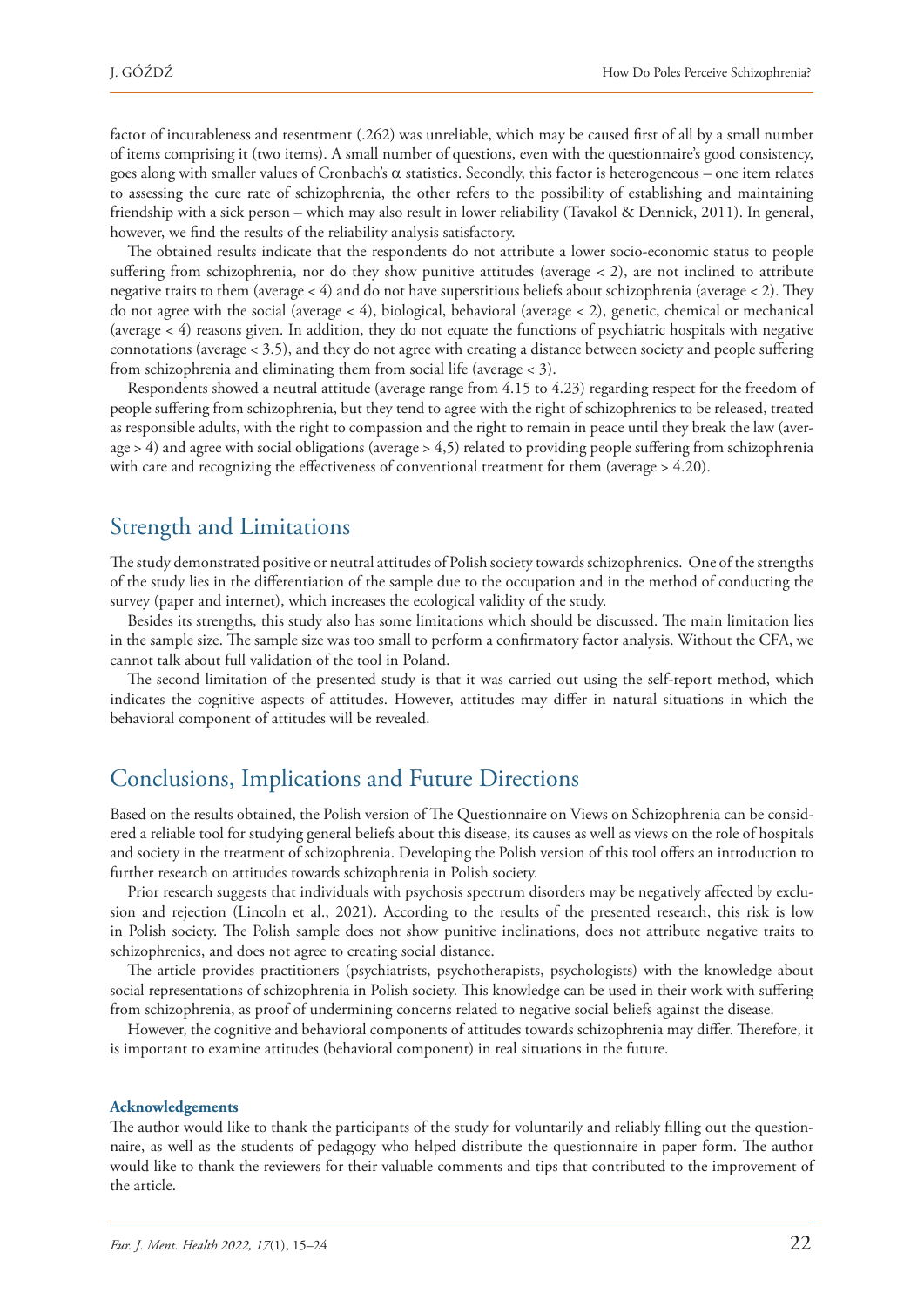factor of incurableness and resentment (.262) was unreliable, which may be caused first of all by a small number of items comprising it (two items). A small number of questions, even with the questionnaire's good consistency, goes along with smaller values of Cronbach's $\alpha$ statistics. Secondly, this factor is heterogeneous – one item relates to assessing the cure rate of schizophrenia, the other refers to the possibility of establishing and maintaining friendship with a sick person – which may also result in lower reliability (Tavakol & Dennick, 2011). In general, however, we find the results of the reliability analysis satisfactory.

The obtained results indicate that the respondents do not attribute a lower socio-economic status to people suffering from schizophrenia, nor do they show punitive attitudes (average < 2), are not inclined to attribute negative traits to them (average < 4) and do not have superstitious beliefs about schizophrenia (average < 2). They do not agree with the social (average < 4), biological, behavioral (average < 2), genetic, chemical or mechanical (average < 4) reasons given. In addition, they do not equate the functions of psychiatric hospitals with negative connotations (average < 3.5), and they do not agree with creating a distance between society and people suffering from schizophrenia and eliminating them from social life (average < 3).

Respondents showed a neutral attitude (average range from 4.15 to 4.23) regarding respect for the freedom of people suffering from schizophrenia, but they tend to agree with the right of schizophrenics to be released, treated as responsible adults, with the right to compassion and the right to remain in peace until they break the law (average > 4) and agree with social obligations (average > 4,5) related to providing people suffering from schizophrenia with care and recognizing the effectiveness of conventional treatment for them (average > 4.20).

## Strength and Limitations

The study demonstrated positive or neutral attitudes of Polish society towards schizophrenics. One of the strengths of the study lies in the differentiation of the sample due to the occupation and in the method of conducting the survey (paper and internet), which increases the ecological validity of the study.

Besides its strengths, this study also has some limitations which should be discussed. The main limitation lies in the sample size. The sample size was too small to perform a confirmatory factor analysis. Without the CFA, we cannot talk about full validation of the tool in Poland.

The second limitation of the presented study is that it was carried out using the self-report method, which indicates the cognitive aspects of attitudes. However, attitudes may differ in natural situations in which the behavioral component of attitudes will be revealed.

## Conclusions, Implications and Future Directions

Based on the results obtained, the Polish version of The Questionnaire on Views on Schizophrenia can be considered a reliable tool for studying general beliefs about this disease, its causes as well as views on the role of hospitals and society in the treatment of schizophrenia. Developing the Polish version of this tool offers an introduction to further research on attitudes towards schizophrenia in Polish society.

Prior research suggests that individuals with psychosis spectrum disorders may be negatively affected by exclusion and rejection (Lincoln et al., 2021). According to the results of the presented research, this risk is low in Polish society. The Polish sample does not show punitive inclinations, does not attribute negative traits to schizophrenics, and does not agree to creating social distance.

The article provides practitioners (psychiatrists, psychotherapists, psychologists) with the knowledge about social representations of schizophrenia in Polish society. This knowledge can be used in their work with suffering from schizophrenia, as proof of undermining concerns related to negative social beliefs against the disease.

However, the cognitive and behavioral components of attitudes towards schizophrenia may differ. Therefore, it is important to examine attitudes (behavioral component) in real situations in the future.

**Acknowledgements**

The author would like to thank the participants of the study for voluntarily and reliably filling out the questionnaire, as well as the students of pedagogy who helped distribute the questionnaire in paper form. The author would like to thank the reviewers for their valuable comments and tips that contributed to the improvement of the article.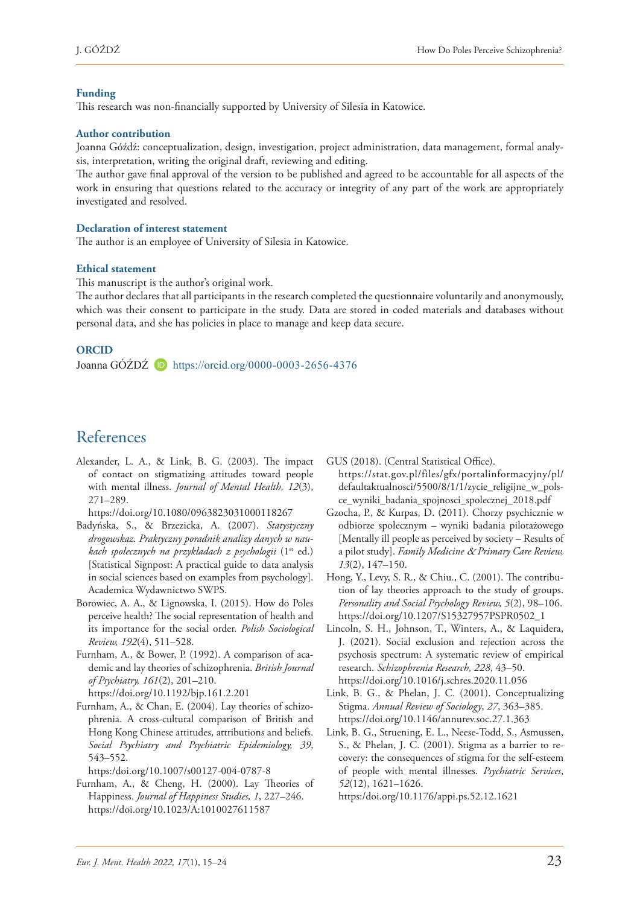**Funding**

This research was non-financially supported by University of Silesia in Katowice.

**Author contribution**

Joanna Góźdź: conceptualization, design, investigation, project administration, data management, formal analysis, interpretation, writing the original draft, reviewing and editing.

The author gave final approval of the version to be published and agreed to be accountable for all aspects of the work in ensuring that questions related to the accuracy or integrity of any part of the work are appropriately investigated and resolved.

**Declaration of interest statement**

The author is an employee of University of Silesia in Katowice.

**Ethical statement**

This manuscript is the author's original work.

The author declares that all participants in the research completed the questionnaire voluntarily and anonymously, which was their consent to participate in the study. Data are stored in coded materials and databases without personal data, and she has policies in place to manage and keep data secure.

**ORCID**

Joanna GÓŹDŹ https://orcid.org/0000-0003-2656-4376

# References

Alexander, L. A., & Link, B. G. (2003). The impact of contact on stigmatizing attitudes toward people with mental illness. *Journal of Mental Health, 12*(3), 271–289.
https://doi.org/10.1080/0963823031000118267

Badyńska, S., & Brzezicka, A. (2007). *Statystyczny drogowskaz. Praktyczny poradnik analizy danych w naukach społecznych na przykładach z psychologii* (1st ed.) [Statistical Signpost: A practical guide to data analysis in social sciences based on examples from psychology]. Academica Wydawnictwo SWPS.

Borowiec, A. A., & Lignowska, I. (2015). How do Poles perceive health? The social representation of health and its importance for the social order. *Polish Sociological Review, 192*(4), 511–528.

Furnham, A., & Bower, P. (1992). A comparison of academic and lay theories of schizophrenia. *British Journal of Psychiatry, 161*(2), 201–210.
https://doi.org/10.1192/bjp.161.2.201

Furnham, A., & Chan, E. (2004). Lay theories of schizophrenia. A cross-cultural comparison of British and Hong Kong Chinese attitudes, attributions and beliefs. *Social Psychiatry and Psychiatric Epidemiology, 39*, 543–552.
https:/doi.org/10.1007/s00127-004-0787-8

Furnham, A., & Cheng, H. (2000). Lay Theories of Happiness. *Journal of Happiness Studies, 1*, 227–246.
https://doi.org/10.1023/A:1010027611587

GUS (2018). (Central Statistical Office).
https://stat.gov.pl/files/gfx/portalinformacyjny/pl/defaultaktualnosci/5500/8/1/1/zycie_religijne_w_polsce_wyniki_badania_spojnosci_spolecznej_2018.pdf

Gzocha, P., & Kurpas, D. (2011). Chorzy psychicznie w odbiorze społecznym – wyniki badania pilotażowego [Mentally ill people as perceived by society – Results of a pilot study]. *Family Medicine & Primary Care Review, 13*(2), 147–150.

Hong, Y., Levy, S. R., & Chiu., C. (2001). The contribution of lay theories approach to the study of groups. *Personality and Social Psychology Review, 5*(2), 98–106.
https://doi.org/10.1207/S15327957PSPR0502_1

Lincoln, S. H., Johnson, T., Winters, A., & Laquidera, J. (2021). Social exclusion and rejection across the psychosis spectrum: A systematic review of empirical research. *Schizophrenia Research, 228*, 43–50.
https://doi.org/10.1016/j.schres.2020.11.056

Link, B. G., & Phelan, J. C. (2001). Conceptualizing Stigma. *Annual Review of Sociology*, *27*, 363–385.
https://doi.org/10.1146/annurev.soc.27.1.363

Link, B. G., Struening, E. L., Neese-Todd, S., Asmussen, S., & Phelan, J. C. (2001). Stigma as a barrier to recovery: the consequences of stigma for the self-esteem of people with mental illnesses. *Psychiatric Services*, *52*(12), 1621–1626.
https:/doi.org/10.1176/appi.ps.52.12.1621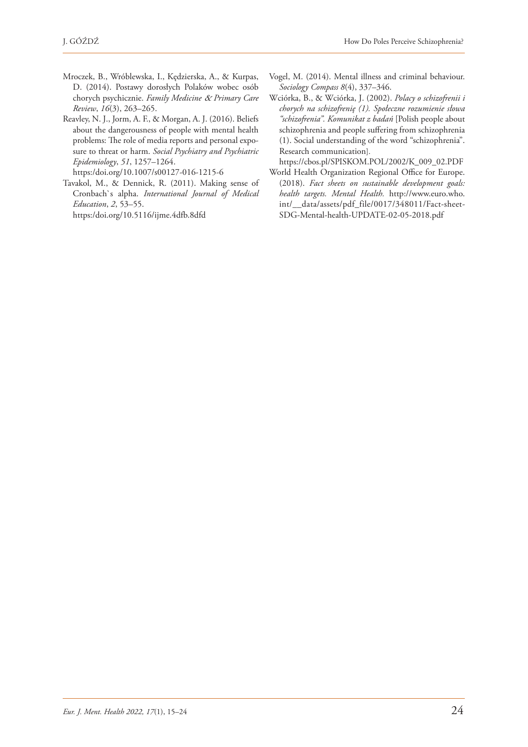Mroczek, B., Wróblewska, I., Kędzierska, A., & Kurpas, D. (2014). Postawy dorosłych Polaków wobec osób chorych psychicznie. *Family Medicine & Primary Care Review*, *16*(3), 263–265.

Reavley, N. J., Jorm, A. F., & Morgan, A. J. (2016). Beliefs about the dangerousness of people with mental health problems: The role of media reports and personal exposure to threat or harm. *Social Psychiatry and Psychiatric Epidemiology*, *51*, 1257–1264. https:/doi.org/10.1007/s00127-016-1215-6

Tavakol, M., & Dennick, R. (2011). Making sense of Cronbach`s alpha. *International Journal of Medical Education*, *2*, 53–55. https:/doi.org/10.5116/ijme.4dfb.8dfd

Vogel, M. (2014). Mental illness and criminal behaviour. *Sociology Compass 8*(4), 337–346.

Wciórka, B., & Wciórka, J. (2002). *Polacy o schizofrenii i chorych na schizofrenię (1). Społeczne rozumienie słowa "schizofrenia". Komunikat z badań* [Polish people about schizophrenia and people suffering from schizophrenia (1). Social understanding of the word "schizophrenia". Research communication]. https://cbos.pl/SPISKOM.POL/2002/K_009_02.PDF

World Health Organization Regional Office for Europe. (2018). *Fact sheets on sustainable development goals: health targets. Mental Health.* http://www.euro.who.int/__data/assets/pdf_file/0017/348011/Fact-sheet-SDG-Mental-health-UPDATE-02-05-2018.pdf